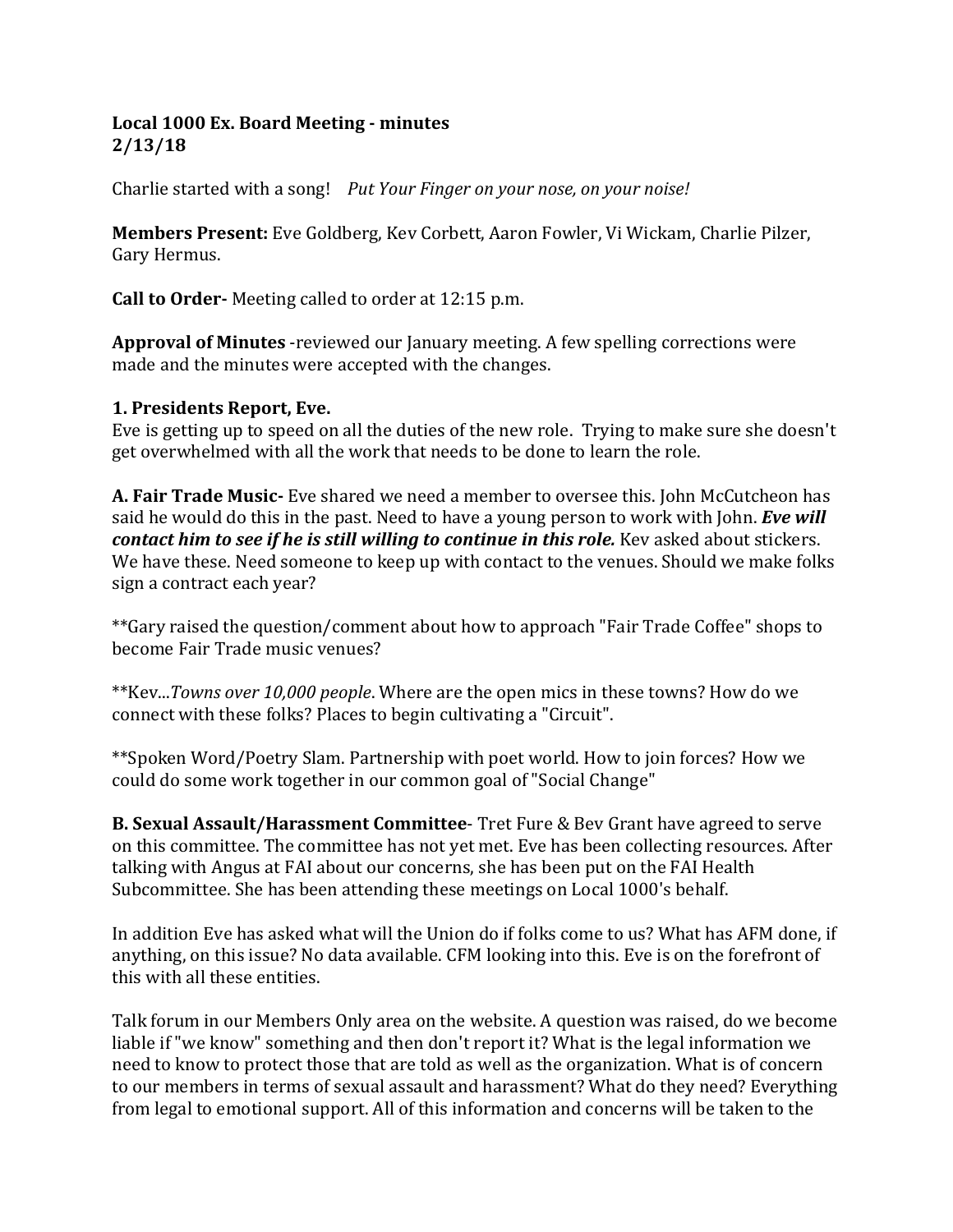**Local 1000 Ex. Board Meeting - minutes**
**2/13/18**

Charlie started with a song! *Put Your Finger on your nose, on your noise!*

**Members Present:** Eve Goldberg, Kev Corbett, Aaron Fowler, Vi Wickam, Charlie Pilzer, Gary Hermus.

**Call to Order-** Meeting called to order at 12:15 p.m.

**Approval of Minutes** -reviewed our January meeting. A few spelling corrections were made and the minutes were accepted with the changes.

**1. Presidents Report, Eve.**
Eve is getting up to speed on all the duties of the new role. Trying to make sure she doesn't get overwhelmed with all the work that needs to be done to learn the role.

**A. Fair Trade Music-** Eve shared we need a member to oversee this. John McCutcheon has said he would do this in the past. Need to have a young person to work with John. ***Eve will contact him to see if he is still willing to continue in this role.*** Kev asked about stickers. We have these. Need someone to keep up with contact to the venues. Should we make folks sign a contract each year?

**Gary raised the question/comment about how to approach "Fair Trade Coffee" shops to become Fair Trade music venues?

**Kev...*Towns over 10,000 people*. Where are the open mics in these towns? How do we connect with these folks? Places to begin cultivating a "Circuit".

**Spoken Word/Poetry Slam. Partnership with poet world. How to join forces? How we could do some work together in our common goal of "Social Change"

**B. Sexual Assault/Harassment Committee**- Tret Fure & Bev Grant have agreed to serve on this committee. The committee has not yet met. Eve has been collecting resources. After talking with Angus at FAI about our concerns, she has been put on the FAI Health Subcommittee. She has been attending these meetings on Local 1000's behalf.

In addition Eve has asked what will the Union do if folks come to us? What has AFM done, if anything, on this issue? No data available. CFM looking into this. Eve is on the forefront of this with all these entities.

Talk forum in our Members Only area on the website. A question was raised, do we become liable if "we know" something and then don't report it? What is the legal information we need to know to protect those that are told as well as the organization. What is of concern to our members in terms of sexual assault and harassment? What do they need? Everything from legal to emotional support. All of this information and concerns will be taken to the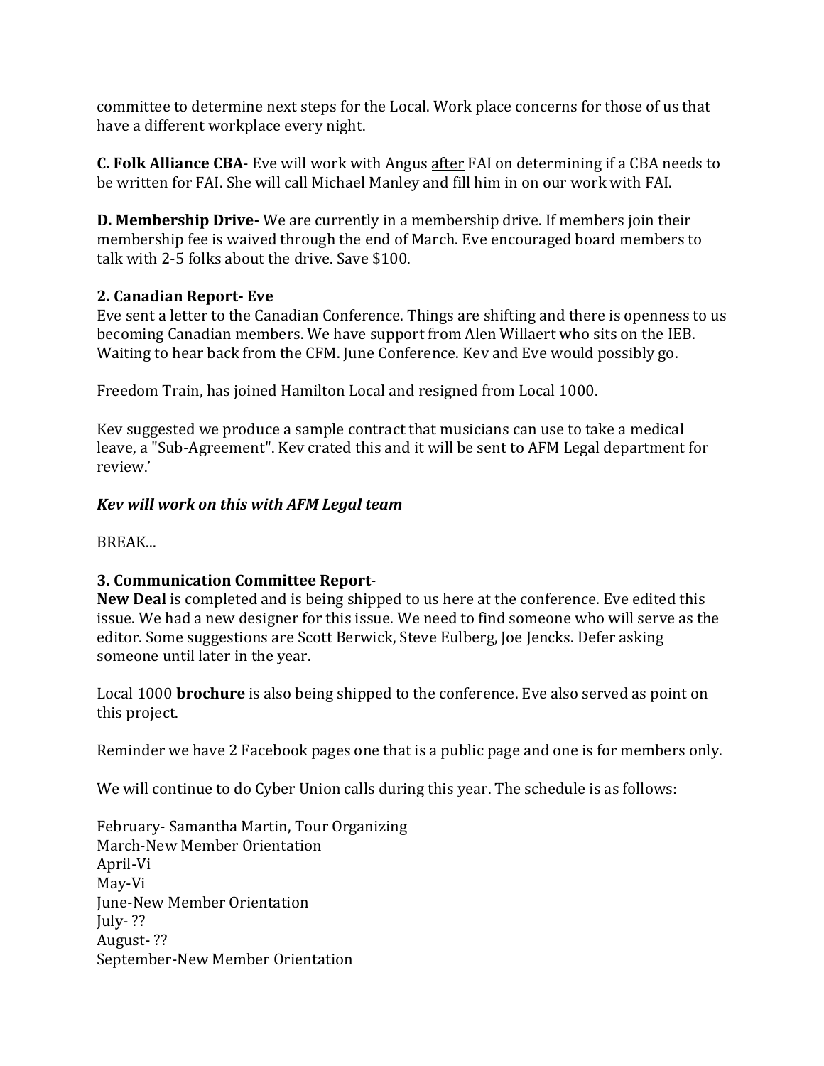committee to determine next steps for the Local. Work place concerns for those of us that have a different workplace every night.

**C. Folk Alliance CBA**- Eve will work with Angus <u>after</u> FAI on determining if a CBA needs to be written for FAI. She will call Michael Manley and fill him in on our work with FAI.

**D. Membership Drive-** We are currently in a membership drive. If members join their membership fee is waived through the end of March. Eve encouraged board members to talk with 2-5 folks about the drive. Save $100.

**2. Canadian Report- Eve**

Eve sent a letter to the Canadian Conference. Things are shifting and there is openness to us becoming Canadian members. We have support from Alen Willaert who sits on the IEB. Waiting to hear back from the CFM. June Conference. Kev and Eve would possibly go.

Freedom Train, has joined Hamilton Local and resigned from Local 1000.

Kev suggested we produce a sample contract that musicians can use to take a medical leave, a "Sub-Agreement". Kev crated this and it will be sent to AFM Legal department for review.'

***Kev will work on this with AFM Legal team***

BREAK...

**3. Communication Committee Report**-

**New Deal** is completed and is being shipped to us here at the conference. Eve edited this issue. We had a new designer for this issue. We need to find someone who will serve as the editor. Some suggestions are Scott Berwick, Steve Eulberg, Joe Jencks. Defer asking someone until later in the year.

Local 1000 **brochure** is also being shipped to the conference. Eve also served as point on this project.

Reminder we have 2 Facebook pages one that is a public page and one is for members only.

We will continue to do Cyber Union calls during this year. The schedule is as follows:

February- Samantha Martin, Tour Organizing
March-New Member Orientation
April-Vi
May-Vi
June-New Member Orientation
July- ??
August- ??
September-New Member Orientation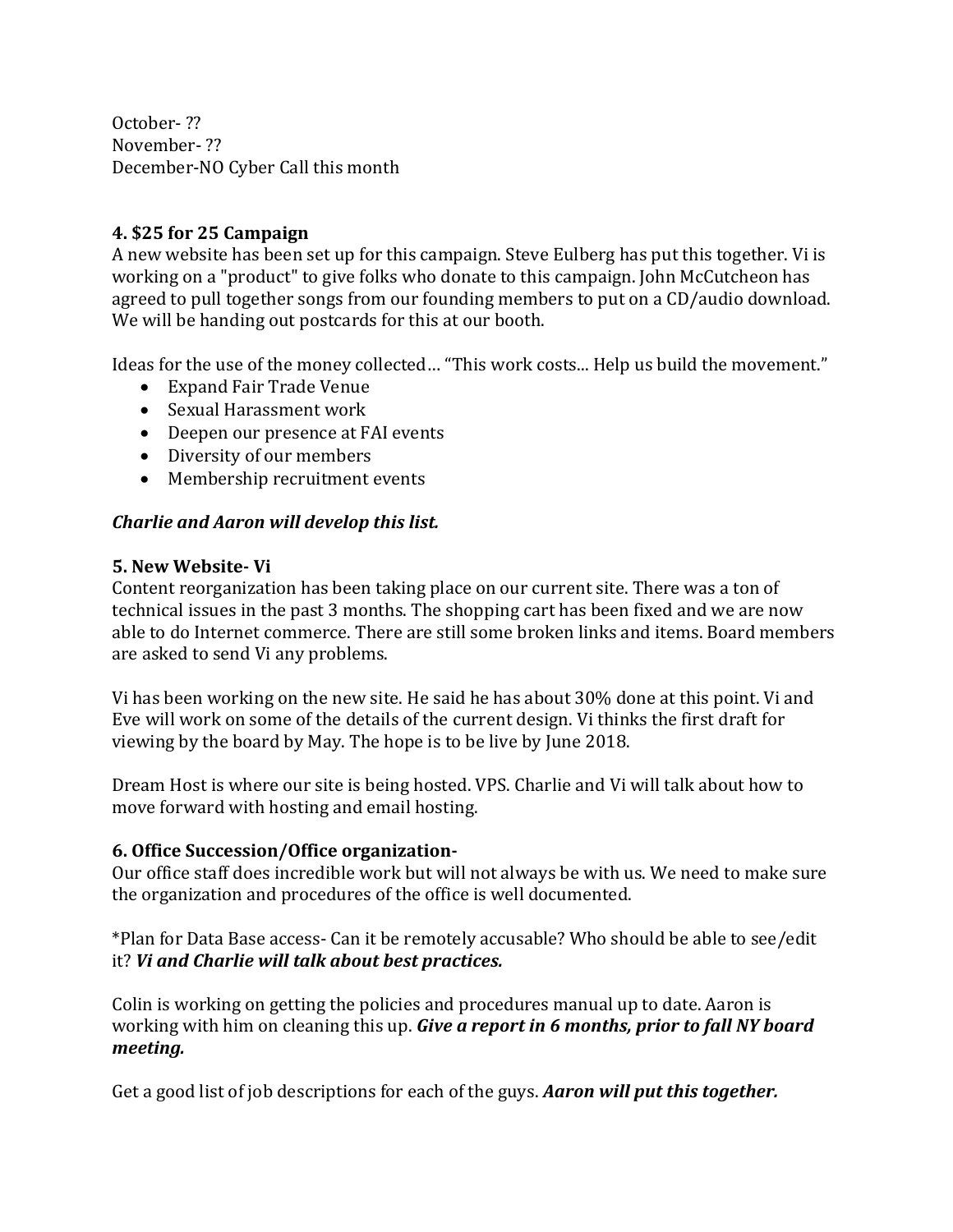October- ??
November- ??
December-NO Cyber Call this month

**4. $25 for 25 Campaign**

A new website has been set up for this campaign. Steve Eulberg has put this together. Vi is working on a "product" to give folks who donate to this campaign. John McCutcheon has agreed to pull together songs from our founding members to put on a CD/audio download. We will be handing out postcards for this at our booth.

Ideas for the use of the money collected… “This work costs... Help us build the movement.”

- Expand Fair Trade Venue
- Sexual Harassment work
- Deepen our presence at FAI events
- Diversity of our members
- Membership recruitment events

***Charlie and Aaron will develop this list.***

**5. New Website- Vi**

Content reorganization has been taking place on our current site. There was a ton of technical issues in the past 3 months. The shopping cart has been fixed and we are now able to do Internet commerce. There are still some broken links and items. Board members are asked to send Vi any problems.

Vi has been working on the new site. He said he has about 30% done at this point. Vi and Eve will work on some of the details of the current design. Vi thinks the first draft for viewing by the board by May. The hope is to be live by June 2018.

Dream Host is where our site is being hosted. VPS. Charlie and Vi will talk about how to move forward with hosting and email hosting.

**6. Office Succession/Office organization-**

Our office staff does incredible work but will not always be with us. We need to make sure the organization and procedures of the office is well documented.

*Plan for Data Base access- Can it be remotely accusable? Who should be able to see/edit it? ***Vi and Charlie will talk about best practices.***

Colin is working on getting the policies and procedures manual up to date. Aaron is working with him on cleaning this up. ***Give a report in 6 months, prior to fall NY board meeting.***

Get a good list of job descriptions for each of the guys. ***Aaron will put this together.***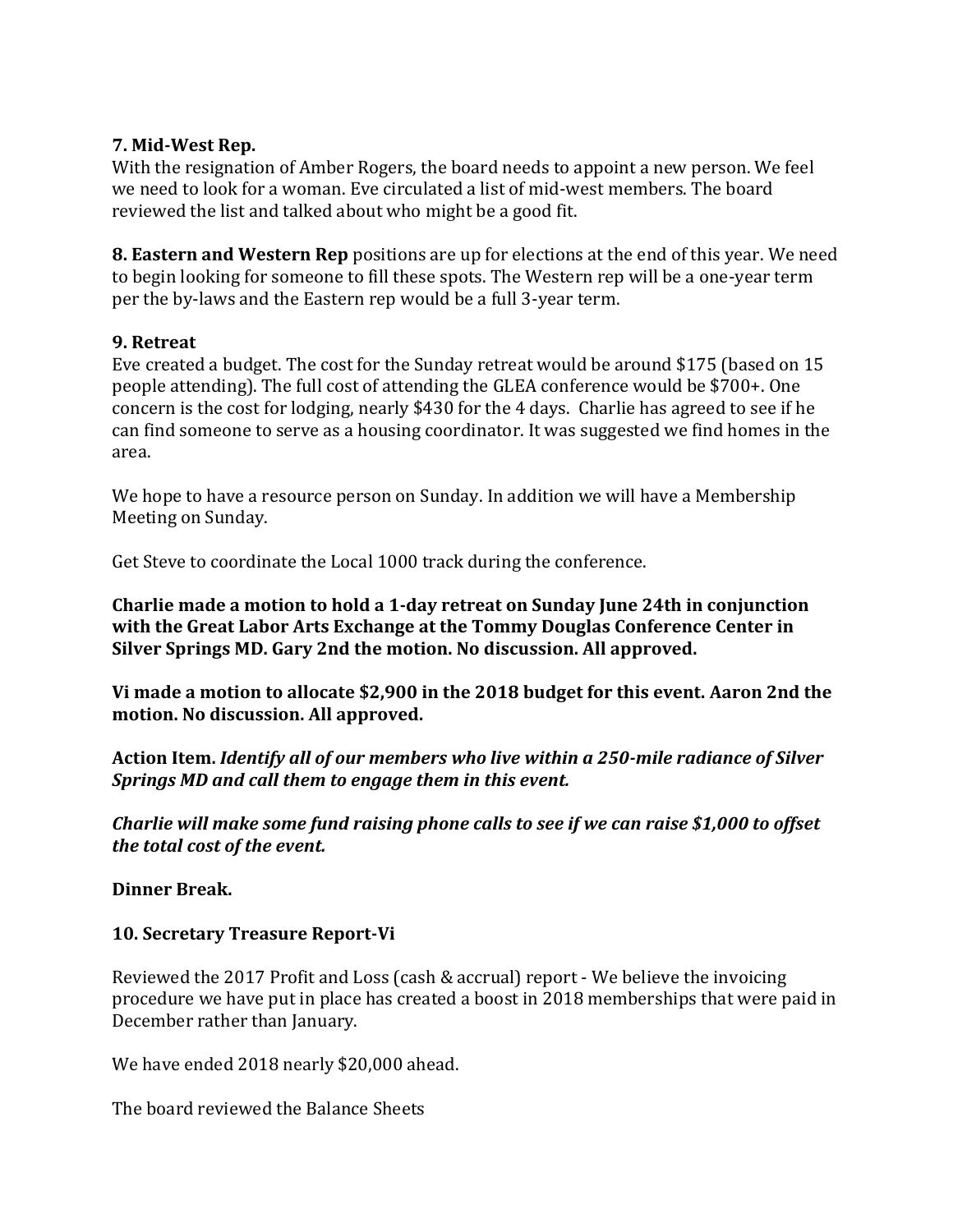**7. Mid-West Rep.**
With the resignation of Amber Rogers, the board needs to appoint a new person. We feel we need to look for a woman. Eve circulated a list of mid-west members. The board reviewed the list and talked about who might be a good fit.

**8. Eastern and Western Rep** positions are up for elections at the end of this year. We need to begin looking for someone to fill these spots. The Western rep will be a one-year term per the by-laws and the Eastern rep would be a full 3-year term.

**9. Retreat**
Eve created a budget. The cost for the Sunday retreat would be around $175 (based on 15 people attending). The full cost of attending the GLEA conference would be $700+. One concern is the cost for lodging, nearly $430 for the 4 days. Charlie has agreed to see if he can find someone to serve as a housing coordinator. It was suggested we find homes in the area.

We hope to have a resource person on Sunday. In addition we will have a Membership Meeting on Sunday.

Get Steve to coordinate the Local 1000 track during the conference.

**Charlie made a motion to hold a 1-day retreat on Sunday June 24th in conjunction with the Great Labor Arts Exchange at the Tommy Douglas Conference Center in Silver Springs MD. Gary 2nd the motion. No discussion. All approved.**

**Vi made a motion to allocate $2,900 in the 2018 budget for this event. Aaron 2nd the motion. No discussion. All approved.**

**Action Item.** ***Identify all of our members who live within a 250-mile radiance of Silver Springs MD and call them to engage them in this event.***

***Charlie will make some fund raising phone calls to see if we can raise $1,000 to offset the total cost of the event.***

**Dinner Break.**

**10. Secretary Treasure Report-Vi**

Reviewed the 2017 Profit and Loss (cash & accrual) report - We believe the invoicing procedure we have put in place has created a boost in 2018 memberships that were paid in December rather than January.

We have ended 2018 nearly $20,000 ahead.

The board reviewed the Balance Sheets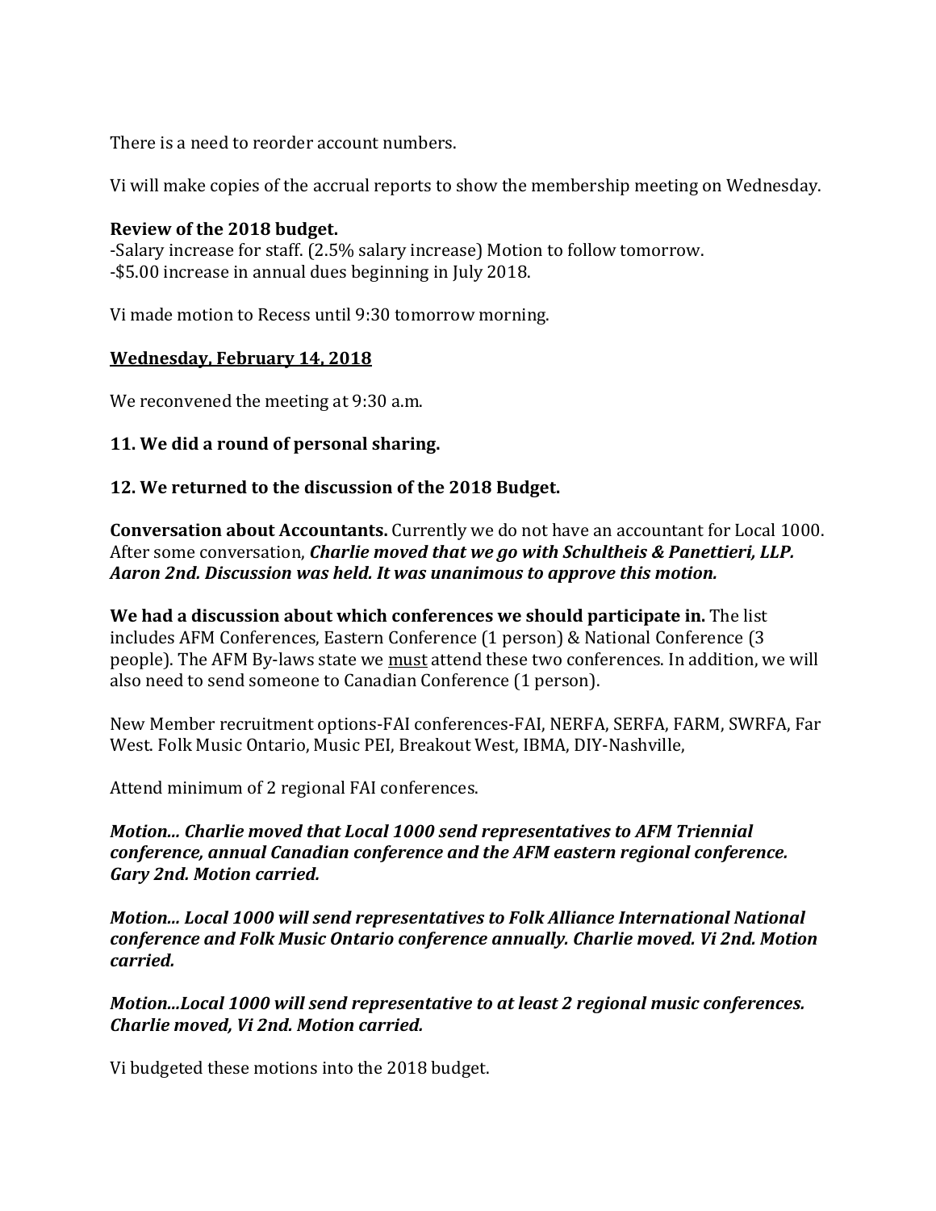There is a need to reorder account numbers.

Vi will make copies of the accrual reports to show the membership meeting on Wednesday.

**Review of the 2018 budget.**
-Salary increase for staff. (2.5% salary increase) Motion to follow tomorrow.
-$5.00 increase in annual dues beginning in July 2018.

Vi made motion to Recess until 9:30 tomorrow morning.

**Wednesday, February 14, 2018**

We reconvened the meeting at 9:30 a.m.

**11. We did a round of personal sharing.**

**12. We returned to the discussion of the 2018 Budget.**

**Conversation about Accountants.** Currently we do not have an accountant for Local 1000. After some conversation, ***Charlie moved that we go with Schultheis & Panettieri, LLP. Aaron 2nd. Discussion was held. It was unanimous to approve this motion.***

**We had a discussion about which conferences we should participate in.** The list includes AFM Conferences, Eastern Conference (1 person) & National Conference (3 people). The AFM By-laws state we <u>must</u> attend these two conferences. In addition, we will also need to send someone to Canadian Conference (1 person).

New Member recruitment options-FAI conferences-FAI, NERFA, SERFA, FARM, SWRFA, Far West. Folk Music Ontario, Music PEI, Breakout West, IBMA, DIY-Nashville,

Attend minimum of 2 regional FAI conferences.

***Motion... Charlie moved that Local 1000 send representatives to AFM Triennial conference, annual Canadian conference and the AFM eastern regional conference. Gary 2nd. Motion carried.***

***Motion... Local 1000 will send representatives to Folk Alliance International National conference and Folk Music Ontario conference annually. Charlie moved. Vi 2nd. Motion carried.***

***Motion...Local 1000 will send representative to at least 2 regional music conferences. Charlie moved, Vi 2nd. Motion carried.***

Vi budgeted these motions into the 2018 budget.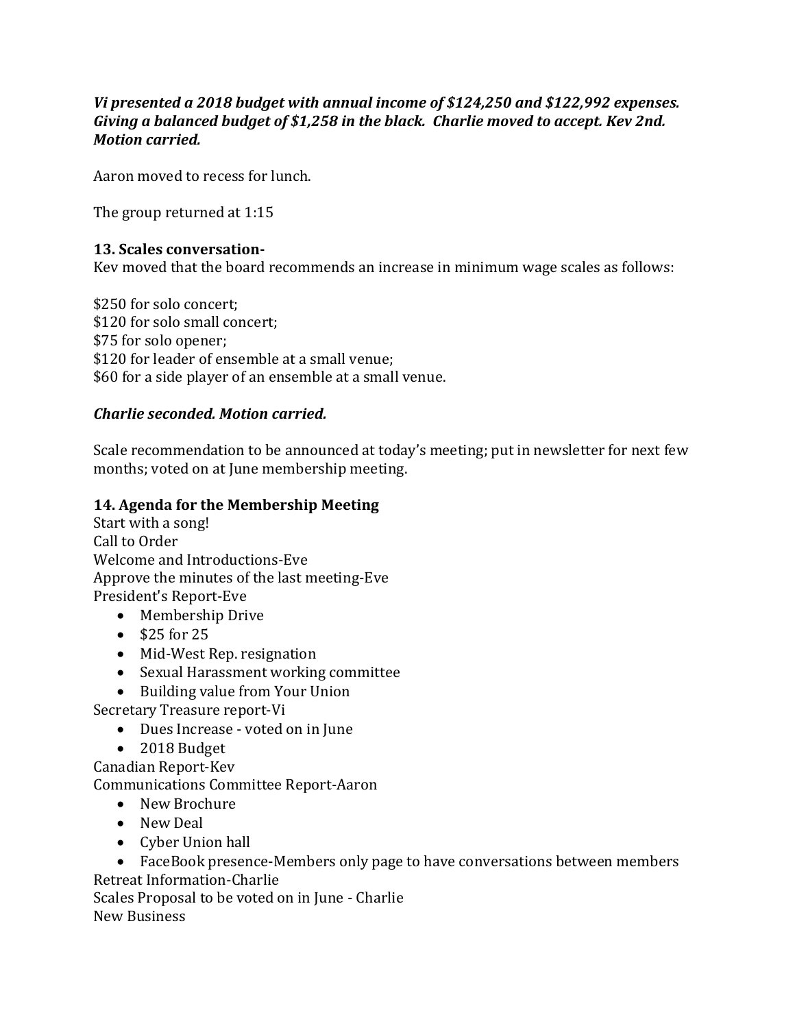***Vi presented a 2018 budget with annual income of $124,250 and $122,992 expenses. Giving a balanced budget of $1,258 in the black. Charlie moved to accept. Kev 2nd. Motion carried.***

Aaron moved to recess for lunch.

The group returned at 1:15

**13. Scales conversation-**

Kev moved that the board recommends an increase in minimum wage scales as follows:

$250 for solo concert;
$120 for solo small concert;
$75 for solo opener;
$120 for leader of ensemble at a small venue;
$60 for a side player of an ensemble at a small venue.

***Charlie seconded. Motion carried.***

Scale recommendation to be announced at today's meeting; put in newsletter for next few months; voted on at June membership meeting.

**14. Agenda for the Membership Meeting**

Start with a song!
Call to Order
Welcome and Introductions-Eve
Approve the minutes of the last meeting-Eve
President's Report-Eve

- Membership Drive
- $25 for 25
- Mid-West Rep. resignation
- Sexual Harassment working committee
- Building value from Your Union

Secretary Treasure report-Vi

- Dues Increase - voted on in June
- 2018 Budget

Canadian Report-Kev
Communications Committee Report-Aaron

- New Brochure
- New Deal
- Cyber Union hall
- FaceBook presence-Members only page to have conversations between members

Retreat Information-Charlie
Scales Proposal to be voted on in June - Charlie
New Business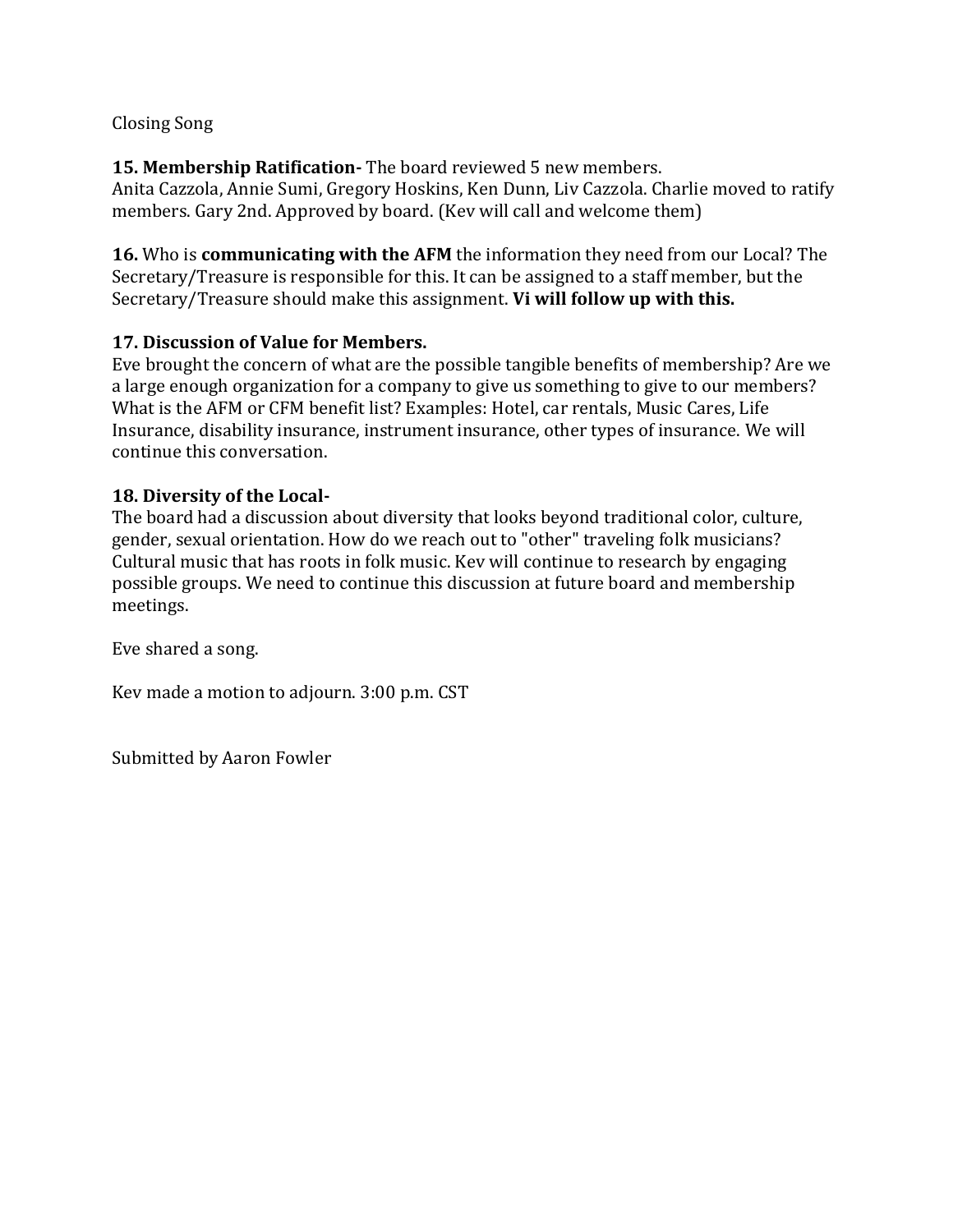Closing Song

**15. Membership Ratification-** The board reviewed 5 new members.
Anita Cazzola, Annie Sumi, Gregory Hoskins, Ken Dunn, Liv Cazzola. Charlie moved to ratify members. Gary 2nd. Approved by board. (Kev will call and welcome them)

**16.** Who is **communicating with the AFM** the information they need from our Local? The Secretary/Treasure is responsible for this. It can be assigned to a staff member, but the Secretary/Treasure should make this assignment. **Vi will follow up with this.**

**17. Discussion of Value for Members.**
Eve brought the concern of what are the possible tangible benefits of membership? Are we a large enough organization for a company to give us something to give to our members? What is the AFM or CFM benefit list? Examples: Hotel, car rentals, Music Cares, Life Insurance, disability insurance, instrument insurance, other types of insurance. We will continue this conversation.

**18. Diversity of the Local-**
The board had a discussion about diversity that looks beyond traditional color, culture, gender, sexual orientation. How do we reach out to "other" traveling folk musicians? Cultural music that has roots in folk music. Kev will continue to research by engaging possible groups. We need to continue this discussion at future board and membership meetings.

Eve shared a song.

Kev made a motion to adjourn. 3:00 p.m. CST

Submitted by Aaron Fowler